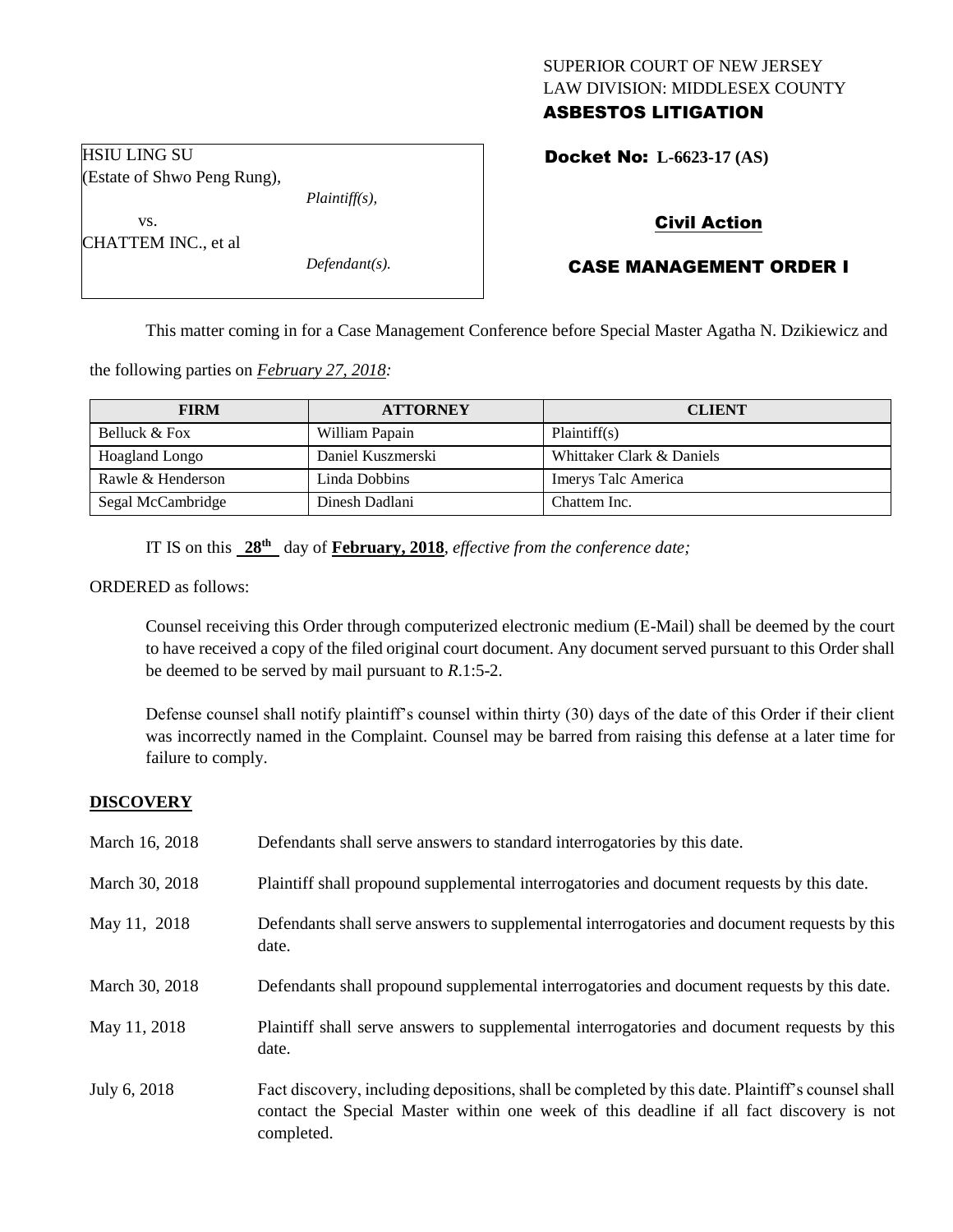SUPERIOR COURT OF NEW JERSEY
LAW DIVISION: MIDDLESEX COUNTY
**ASBESTOS LITIGATION**

HSIU LING SU
(Estate of Shwo Peng Rung),
*Plaintiff(s),*
vs.
CHATTEM INC., et al
*Defendant(s).*

**Docket No: L-6623-17 (AS)**

**Civil Action**

**CASE MANAGEMENT ORDER I**

This matter coming in for a Case Management Conference before Special Master Agatha N. Dzikiewicz and the following parties on *February 27, 2018:*

| FIRM | ATTORNEY | CLIENT |
|---|---|---|
| Belluck & Fox | William Papain | Plaintiff(s) |
| Hoagland Longo | Daniel Kuszmerski | Whittaker Clark & Daniels |
| Rawle & Henderson | Linda Dobbins | Imerys Talc America |
| Segal McCambridge | Dinesh Dadlani | Chattem Inc. |

IT IS on this **28th** day of **February, 2018**, *effective from the conference date;*

ORDERED as follows:

Counsel receiving this Order through computerized electronic medium (E-Mail) shall be deemed by the court to have received a copy of the filed original court document. Any document served pursuant to this Order shall be deemed to be served by mail pursuant to *R*.1:5-2.

Defense counsel shall notify plaintiff's counsel within thirty (30) days of the date of this Order if their client was incorrectly named in the Complaint. Counsel may be barred from raising this defense at a later time for failure to comply.

**DISCOVERY**

| | |
|---|---|
| March 16, 2018 | Defendants shall serve answers to standard interrogatories by this date. |
| March 30, 2018 | Plaintiff shall propound supplemental interrogatories and document requests by this date. |
| May 11, 2018 | Defendants shall serve answers to supplemental interrogatories and document requests by this date. |
| March 30, 2018 | Defendants shall propound supplemental interrogatories and document requests by this date. |
| May 11, 2018 | Plaintiff shall serve answers to supplemental interrogatories and document requests by this date. |
| July 6, 2018 | Fact discovery, including depositions, shall be completed by this date. Plaintiff's counsel shall contact the Special Master within one week of this deadline if all fact discovery is not completed. |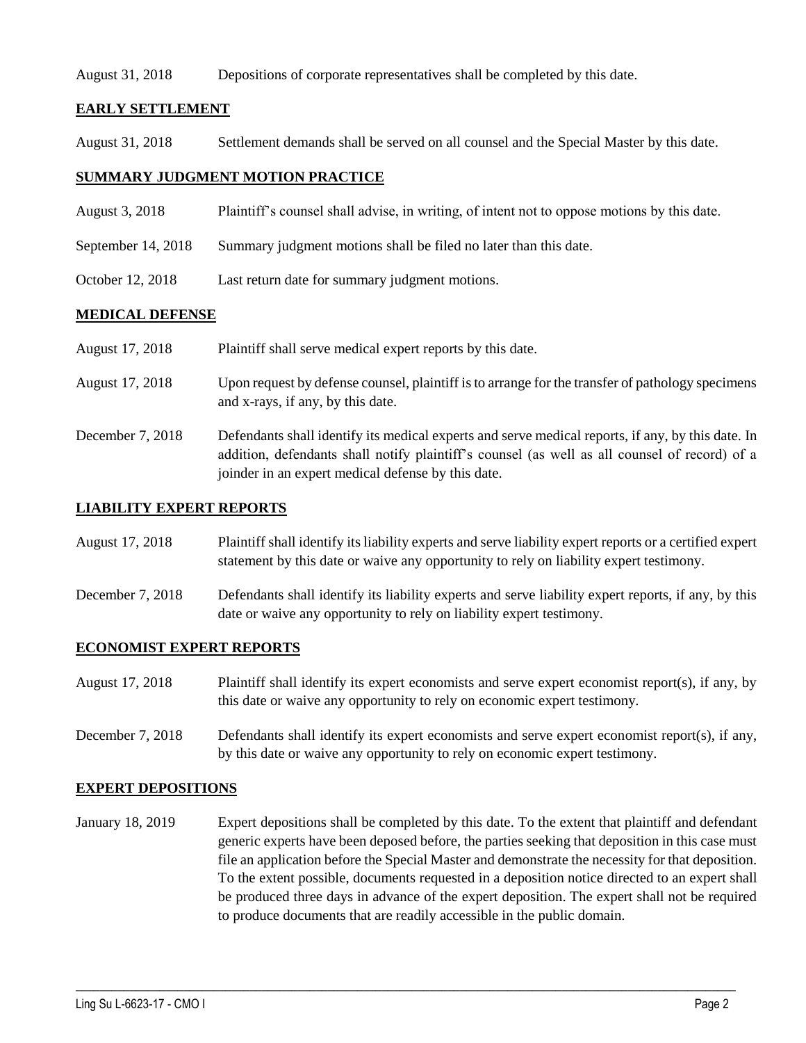August 31, 2018 Depositions of corporate representatives shall be completed by this date.

**EARLY SETTLEMENT**

August 31, 2018 Settlement demands shall be served on all counsel and the Special Master by this date.

**SUMMARY JUDGMENT MOTION PRACTICE**

August 3, 2018 Plaintiff's counsel shall advise, in writing, of intent not to oppose motions by this date.

September 14, 2018 Summary judgment motions shall be filed no later than this date.

October 12, 2018 Last return date for summary judgment motions.

**MEDICAL DEFENSE**

August 17, 2018 Plaintiff shall serve medical expert reports by this date.

August 17, 2018 Upon request by defense counsel, plaintiff is to arrange for the transfer of pathology specimens and x-rays, if any, by this date.

December 7, 2018 Defendants shall identify its medical experts and serve medical reports, if any, by this date. In addition, defendants shall notify plaintiff's counsel (as well as all counsel of record) of a joinder in an expert medical defense by this date.

**LIABILITY EXPERT REPORTS**

August 17, 2018 Plaintiff shall identify its liability experts and serve liability expert reports or a certified expert statement by this date or waive any opportunity to rely on liability expert testimony.

December 7, 2018 Defendants shall identify its liability experts and serve liability expert reports, if any, by this date or waive any opportunity to rely on liability expert testimony.

**ECONOMIST EXPERT REPORTS**

August 17, 2018 Plaintiff shall identify its expert economists and serve expert economist report(s), if any, by this date or waive any opportunity to rely on economic expert testimony.

December 7, 2018 Defendants shall identify its expert economists and serve expert economist report(s), if any, by this date or waive any opportunity to rely on economic expert testimony.

**EXPERT DEPOSITIONS**

January 18, 2019 Expert depositions shall be completed by this date. To the extent that plaintiff and defendant generic experts have been deposed before, the parties seeking that deposition in this case must file an application before the Special Master and demonstrate the necessity for that deposition. To the extent possible, documents requested in a deposition notice directed to an expert shall be produced three days in advance of the expert deposition. The expert shall not be required to produce documents that are readily accessible in the public domain.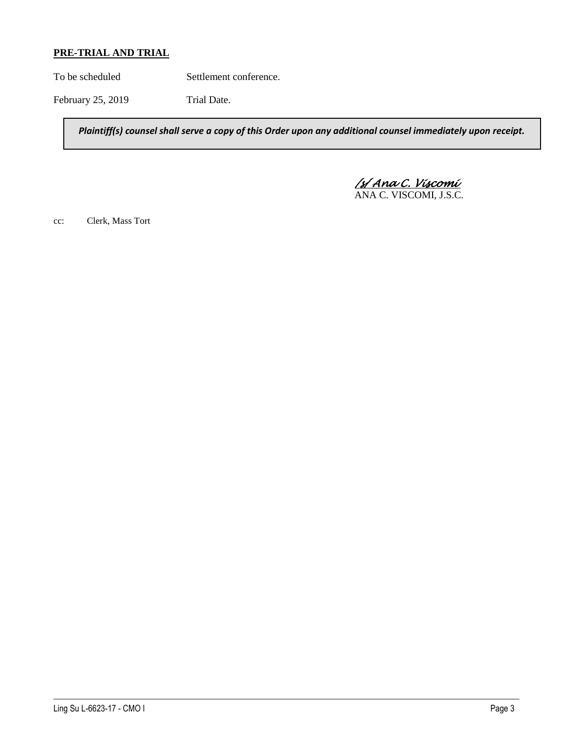**PRE-TRIAL AND TRIAL**

| | |
|---|---|
| To be scheduled | Settlement conference. |
| February 25, 2019 | Trial Date. |

***Plaintiff(s) counsel shall serve a copy of this Order upon any additional counsel immediately upon receipt.***

*/s/ Ana C. Viscomi*
ANA C. VISCOMI, J.S.C.

cc: Clerk, Mass Tort